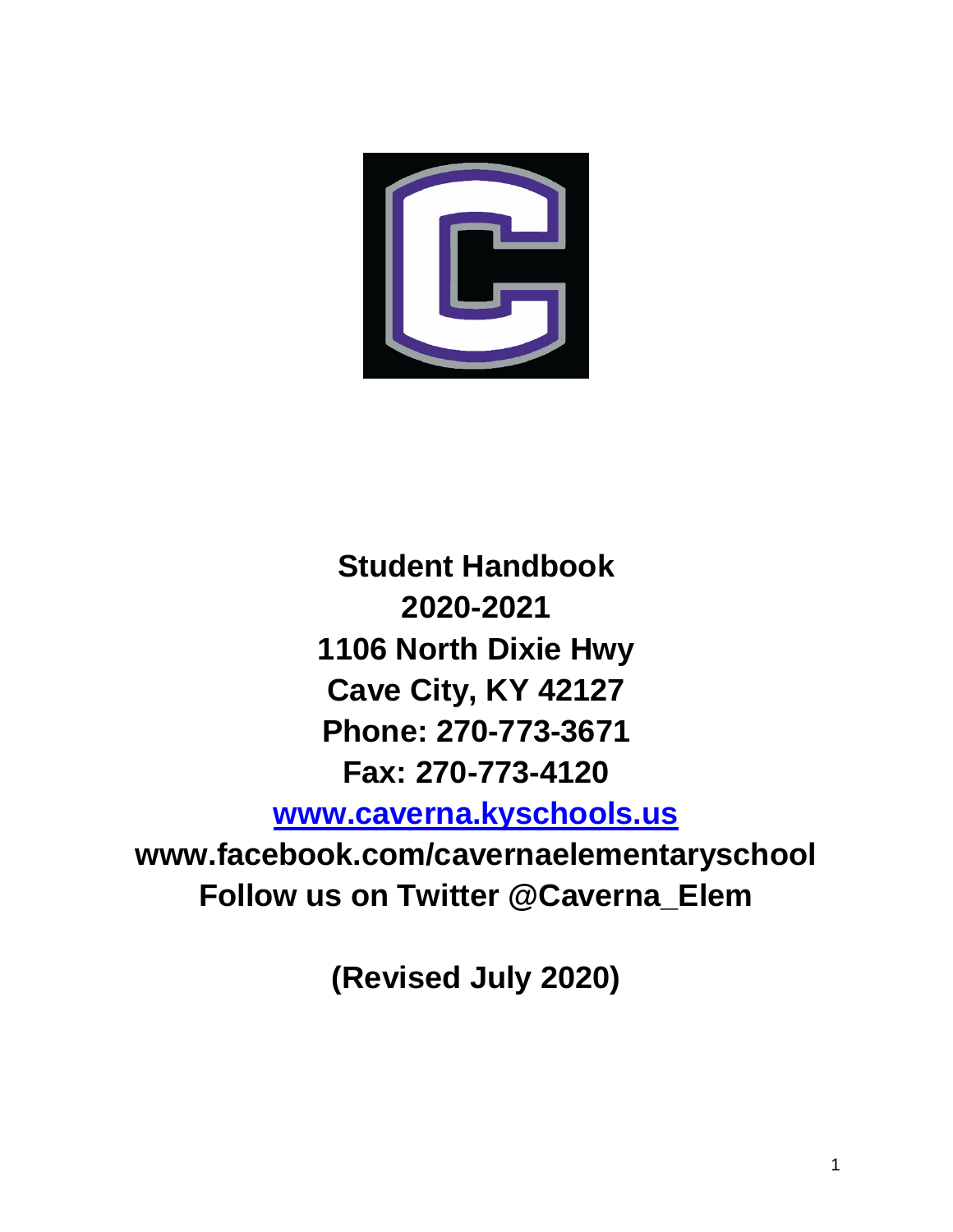**Student Handbook**

**2020-2021**

**1106 North Dixie Hwy**

**Cave City, KY 42127**

**Phone: 270-773-3671**

**Fax: 270-773-4120**

**[www.caverna.kyschools.us](http://www.caverna.kyschools.us)**

**www.facebook.com/cavernaelementaryschool**

**Follow us on Twitter @Caverna_Elem**

**(Revised July 2020)**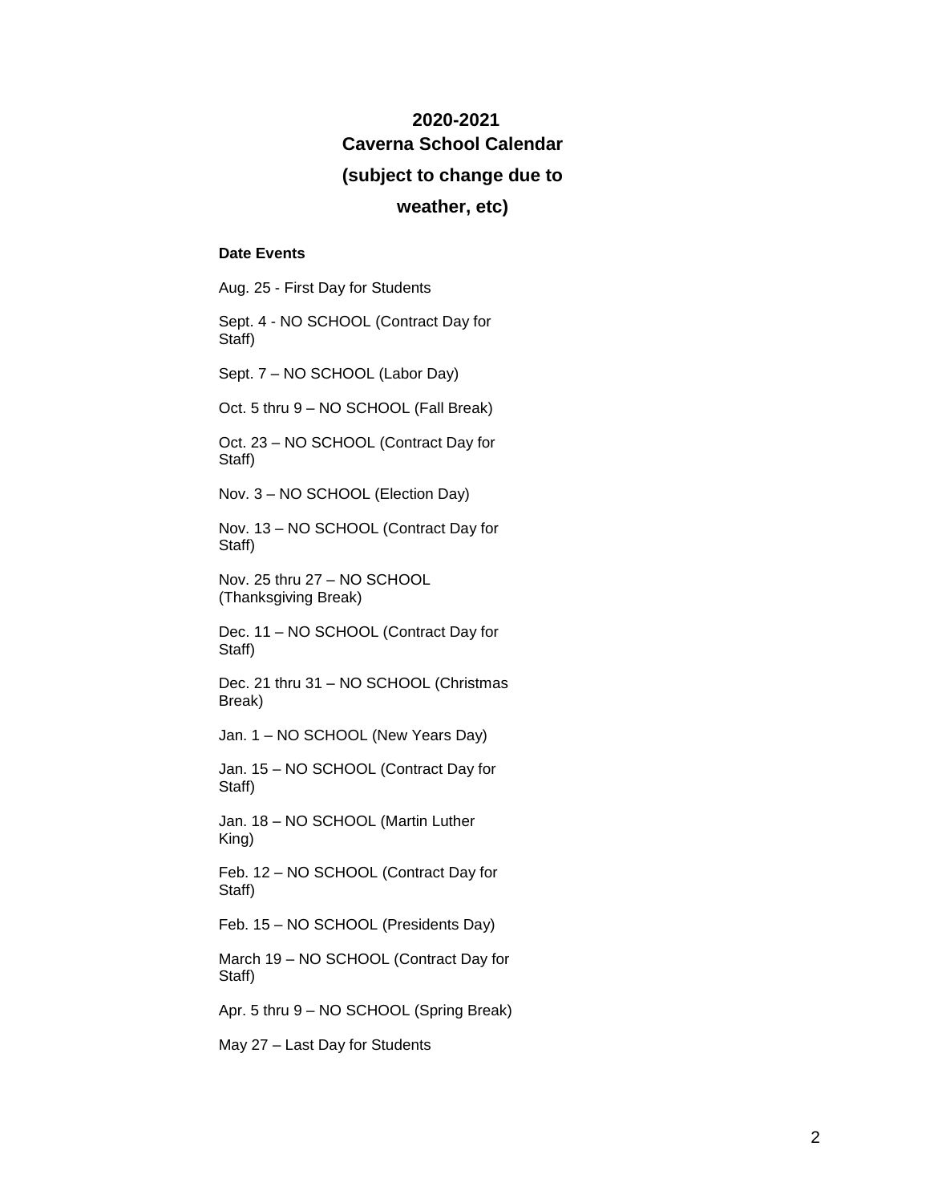# 2020-2021
# Caverna School Calendar
## (subject to change due to weather, etc)

**Date Events**

Aug. 25 - First Day for Students

Sept. 4 - NO SCHOOL (Contract Day for Staff)

Sept. 7 – NO SCHOOL (Labor Day)

Oct. 5 thru 9 – NO SCHOOL (Fall Break)

Oct. 23 – NO SCHOOL (Contract Day for Staff)

Nov. 3 – NO SCHOOL (Election Day)

Nov. 13 – NO SCHOOL (Contract Day for Staff)

Nov. 25 thru 27 – NO SCHOOL (Thanksgiving Break)

Dec. 11 – NO SCHOOL (Contract Day for Staff)

Dec. 21 thru 31 – NO SCHOOL (Christmas Break)

Jan. 1 – NO SCHOOL (New Years Day)

Jan. 15 – NO SCHOOL (Contract Day for Staff)

Jan. 18 – NO SCHOOL (Martin Luther King)

Feb. 12 – NO SCHOOL (Contract Day for Staff)

Feb. 15 – NO SCHOOL (Presidents Day)

March 19 – NO SCHOOL (Contract Day for Staff)

Apr. 5 thru 9 – NO SCHOOL (Spring Break)

May 27 – Last Day for Students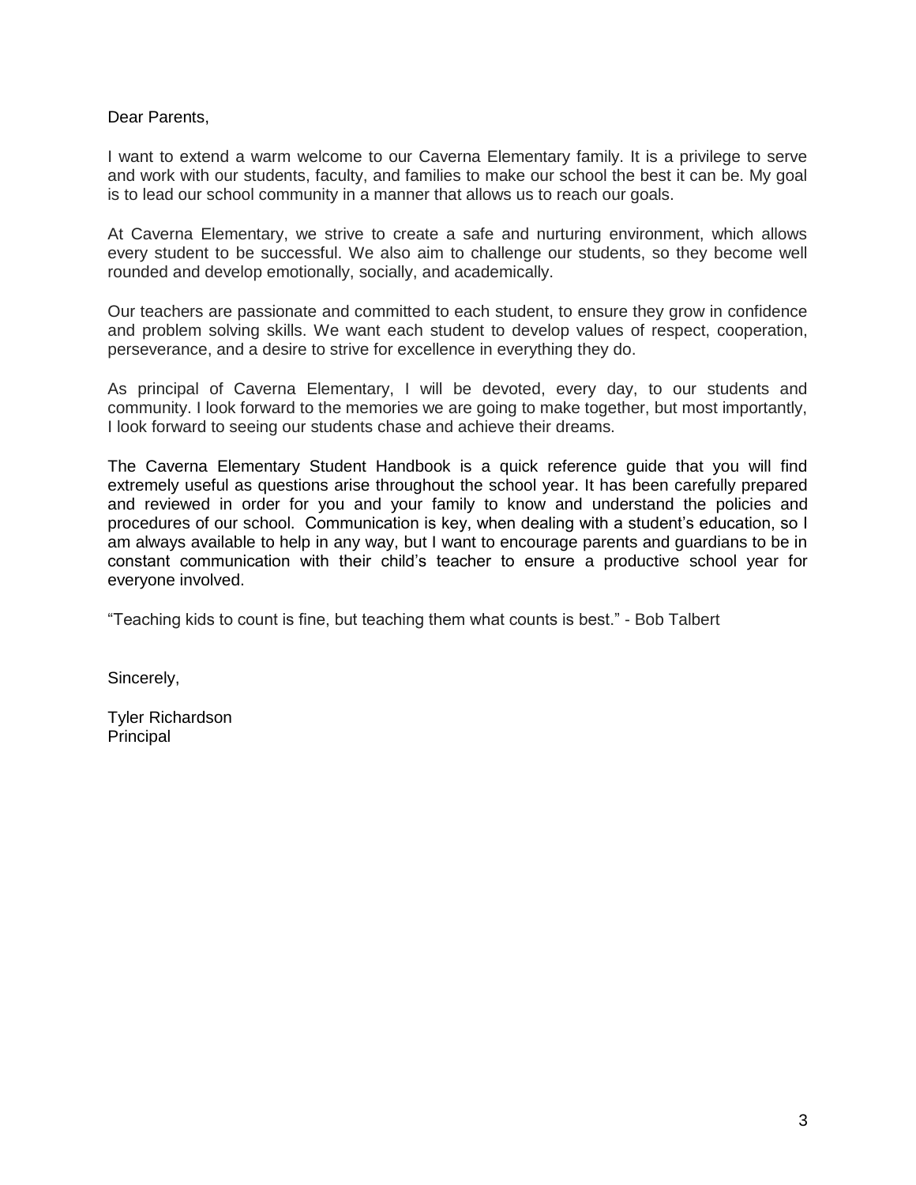Dear Parents,

I want to extend a warm welcome to our Caverna Elementary family. It is a privilege to serve and work with our students, faculty, and families to make our school the best it can be. My goal is to lead our school community in a manner that allows us to reach our goals.

At Caverna Elementary, we strive to create a safe and nurturing environment, which allows every student to be successful. We also aim to challenge our students, so they become well rounded and develop emotionally, socially, and academically.

Our teachers are passionate and committed to each student, to ensure they grow in confidence and problem solving skills. We want each student to develop values of respect, cooperation, perseverance, and a desire to strive for excellence in everything they do.

As principal of Caverna Elementary, I will be devoted, every day, to our students and community. I look forward to the memories we are going to make together, but most importantly, I look forward to seeing our students chase and achieve their dreams.

The Caverna Elementary Student Handbook is a quick reference guide that you will find extremely useful as questions arise throughout the school year. It has been carefully prepared and reviewed in order for you and your family to know and understand the policies and procedures of our school. Communication is key, when dealing with a student's education, so I am always available to help in any way, but I want to encourage parents and guardians to be in constant communication with their child's teacher to ensure a productive school year for everyone involved.

"Teaching kids to count is fine, but teaching them what counts is best." - Bob Talbert

Sincerely,

Tyler Richardson
Principal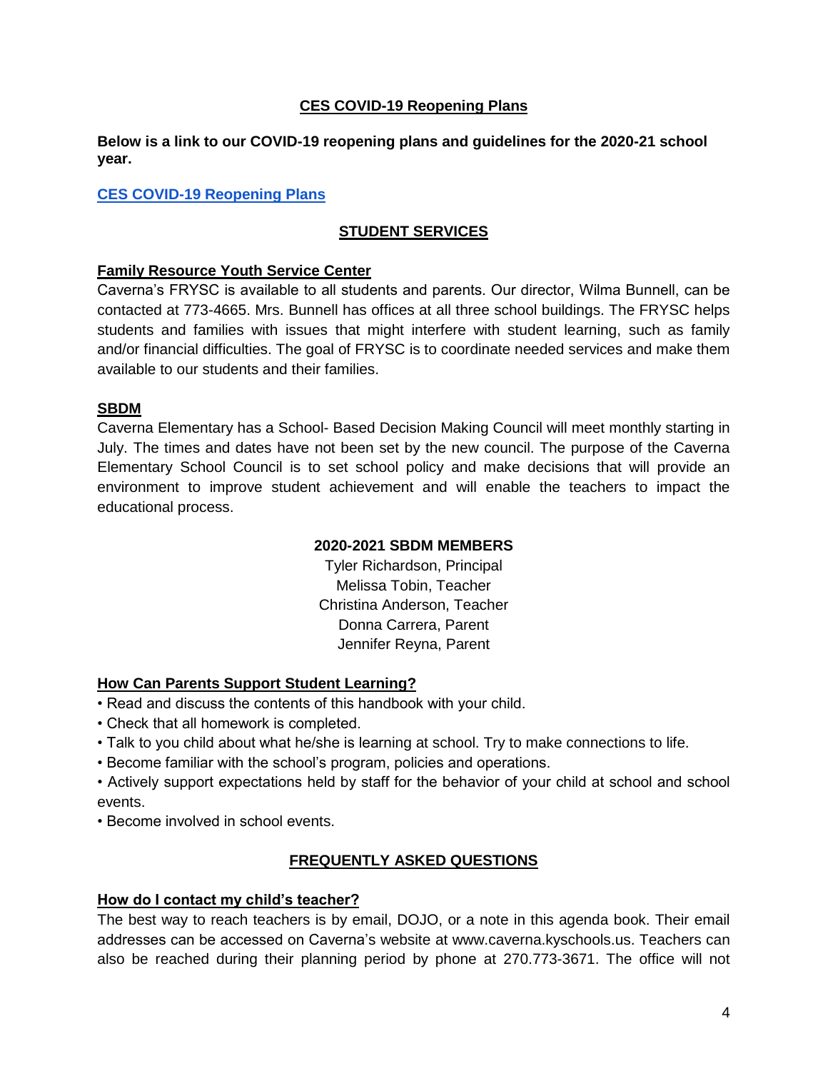## CES COVID-19 Reopening Plans

**Below is a link to our COVID-19 reopening plans and guidelines for the 2020-21 school year.**

[CES COVID-19 Reopening Plans]()

## STUDENT SERVICES

### Family Resource Youth Service Center

Caverna's FRYSC is available to all students and parents. Our director, Wilma Bunnell, can be contacted at 773-4665. Mrs. Bunnell has offices at all three school buildings. The FRYSC helps students and families with issues that might interfere with student learning, such as family and/or financial difficulties. The goal of FRYSC is to coordinate needed services and make them available to our students and their families.

### SBDM

Caverna Elementary has a School- Based Decision Making Council will meet monthly starting in July. The times and dates have not been set by the new council. The purpose of the Caverna Elementary School Council is to set school policy and make decisions that will provide an environment to improve student achievement and will enable the teachers to impact the educational process.

**2020-2021 SBDM MEMBERS**

Tyler Richardson, Principal
Melissa Tobin, Teacher
Christina Anderson, Teacher
Donna Carrera, Parent
Jennifer Reyna, Parent

### How Can Parents Support Student Learning?

- Read and discuss the contents of this handbook with your child.
- Check that all homework is completed.
- Talk to you child about what he/she is learning at school. Try to make connections to life.
- Become familiar with the school's program, policies and operations.
- Actively support expectations held by staff for the behavior of your child at school and school events.
- Become involved in school events.

## FREQUENTLY ASKED QUESTIONS

### How do I contact my child's teacher?

The best way to reach teachers is by email, DOJO, or a note in this agenda book. Their email addresses can be accessed on Caverna's website at www.caverna.kyschools.us. Teachers can also be reached during their planning period by phone at 270.773-3671. The office will not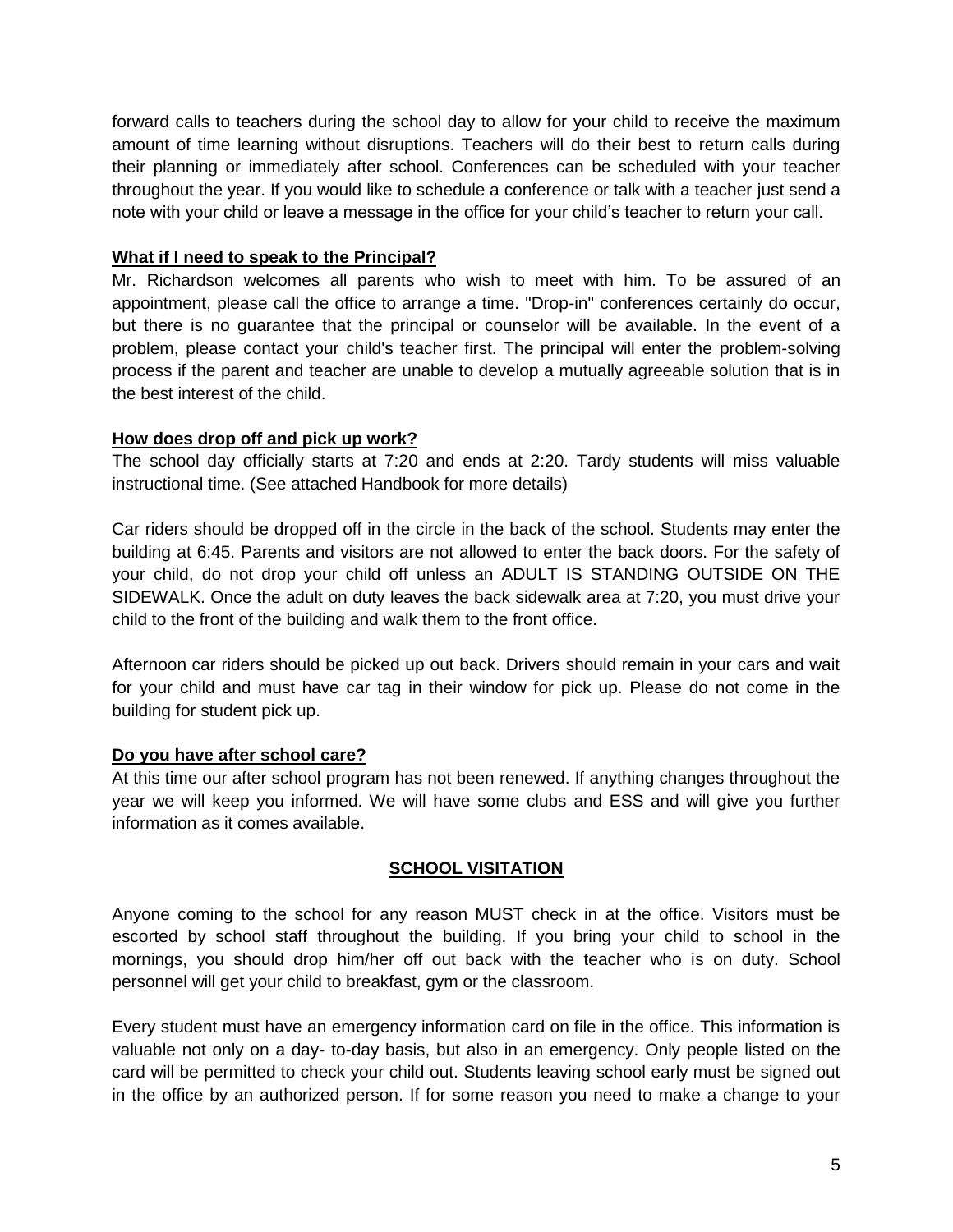forward calls to teachers during the school day to allow for your child to receive the maximum amount of time learning without disruptions. Teachers will do their best to return calls during their planning or immediately after school. Conferences can be scheduled with your teacher throughout the year. If you would like to schedule a conference or talk with a teacher just send a note with your child or leave a message in the office for your child's teacher to return your call.

### What if I need to speak to the Principal?

Mr. Richardson welcomes all parents who wish to meet with him. To be assured of an appointment, please call the office to arrange a time. "Drop-in" conferences certainly do occur, but there is no guarantee that the principal or counselor will be available. In the event of a problem, please contact your child's teacher first. The principal will enter the problem-solving process if the parent and teacher are unable to develop a mutually agreeable solution that is in the best interest of the child.

### How does drop off and pick up work?

The school day officially starts at 7:20 and ends at 2:20. Tardy students will miss valuable instructional time. (See attached Handbook for more details)

Car riders should be dropped off in the circle in the back of the school. Students may enter the building at 6:45. Parents and visitors are not allowed to enter the back doors. For the safety of your child, do not drop your child off unless an ADULT IS STANDING OUTSIDE ON THE SIDEWALK. Once the adult on duty leaves the back sidewalk area at 7:20, you must drive your child to the front of the building and walk them to the front office.

Afternoon car riders should be picked up out back. Drivers should remain in your cars and wait for your child and must have car tag in their window for pick up. Please do not come in the building for student pick up.

### Do you have after school care?

At this time our after school program has not been renewed. If anything changes throughout the year we will keep you informed. We will have some clubs and ESS and will give you further information as it comes available.

## SCHOOL VISITATION

Anyone coming to the school for any reason MUST check in at the office. Visitors must be escorted by school staff throughout the building. If you bring your child to school in the mornings, you should drop him/her off out back with the teacher who is on duty. School personnel will get your child to breakfast, gym or the classroom.

Every student must have an emergency information card on file in the office. This information is valuable not only on a day- to-day basis, but also in an emergency. Only people listed on the card will be permitted to check your child out. Students leaving school early must be signed out in the office by an authorized person. If for some reason you need to make a change to your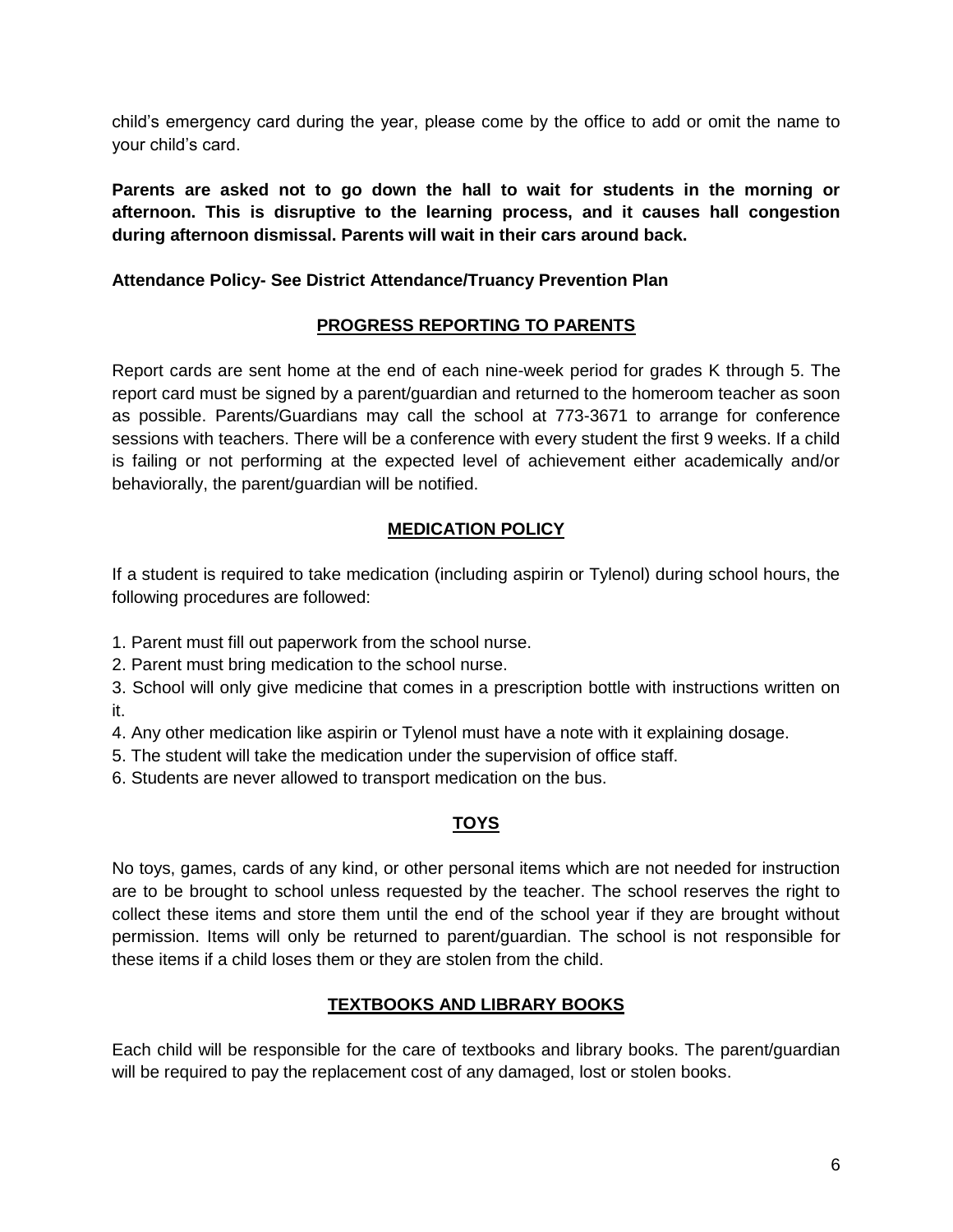child's emergency card during the year, please come by the office to add or omit the name to your child's card.

**Parents are asked not to go down the hall to wait for students in the morning or afternoon. This is disruptive to the learning process, and it causes hall congestion during afternoon dismissal. Parents will wait in their cars around back.**

**Attendance Policy- See District Attendance/Truancy Prevention Plan**

## PROGRESS REPORTING TO PARENTS

Report cards are sent home at the end of each nine-week period for grades K through 5. The report card must be signed by a parent/guardian and returned to the homeroom teacher as soon as possible. Parents/Guardians may call the school at 773-3671 to arrange for conference sessions with teachers. There will be a conference with every student the first 9 weeks. If a child is failing or not performing at the expected level of achievement either academically and/or behaviorally, the parent/guardian will be notified.

## MEDICATION POLICY

If a student is required to take medication (including aspirin or Tylenol) during school hours, the following procedures are followed:

1. Parent must fill out paperwork from the school nurse.
2. Parent must bring medication to the school nurse.
3. School will only give medicine that comes in a prescription bottle with instructions written on it.
4. Any other medication like aspirin or Tylenol must have a note with it explaining dosage.
5. The student will take the medication under the supervision of office staff.
6. Students are never allowed to transport medication on the bus.

## TOYS

No toys, games, cards of any kind, or other personal items which are not needed for instruction are to be brought to school unless requested by the teacher. The school reserves the right to collect these items and store them until the end of the school year if they are brought without permission. Items will only be returned to parent/guardian. The school is not responsible for these items if a child loses them or they are stolen from the child.

## TEXTBOOKS AND LIBRARY BOOKS

Each child will be responsible for the care of textbooks and library books. The parent/guardian will be required to pay the replacement cost of any damaged, lost or stolen books.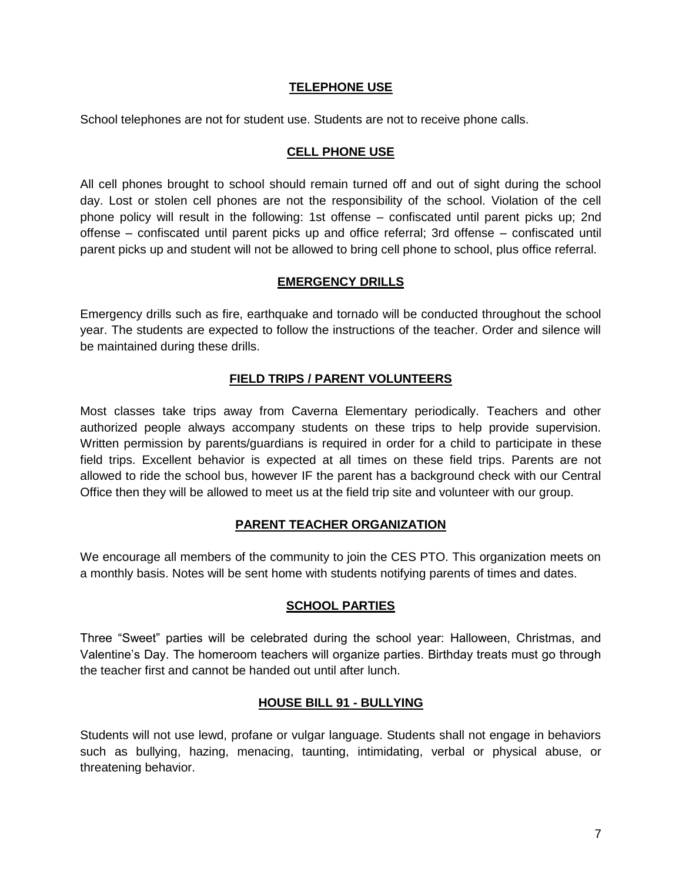## TELEPHONE USE

School telephones are not for student use. Students are not to receive phone calls.

## CELL PHONE USE

All cell phones brought to school should remain turned off and out of sight during the school day. Lost or stolen cell phones are not the responsibility of the school. Violation of the cell phone policy will result in the following: 1st offense – confiscated until parent picks up; 2nd offense – confiscated until parent picks up and office referral; 3rd offense – confiscated until parent picks up and student will not be allowed to bring cell phone to school, plus office referral.

## EMERGENCY DRILLS

Emergency drills such as fire, earthquake and tornado will be conducted throughout the school year. The students are expected to follow the instructions of the teacher. Order and silence will be maintained during these drills.

## FIELD TRIPS / PARENT VOLUNTEERS

Most classes take trips away from Caverna Elementary periodically. Teachers and other authorized people always accompany students on these trips to help provide supervision. Written permission by parents/guardians is required in order for a child to participate in these field trips. Excellent behavior is expected at all times on these field trips. Parents are not allowed to ride the school bus, however IF the parent has a background check with our Central Office then they will be allowed to meet us at the field trip site and volunteer with our group.

## PARENT TEACHER ORGANIZATION

We encourage all members of the community to join the CES PTO. This organization meets on a monthly basis. Notes will be sent home with students notifying parents of times and dates.

## SCHOOL PARTIES

Three "Sweet" parties will be celebrated during the school year: Halloween, Christmas, and Valentine's Day. The homeroom teachers will organize parties. Birthday treats must go through the teacher first and cannot be handed out until after lunch.

## HOUSE BILL 91 - BULLYING

Students will not use lewd, profane or vulgar language. Students shall not engage in behaviors such as bullying, hazing, menacing, taunting, intimidating, verbal or physical abuse, or threatening behavior.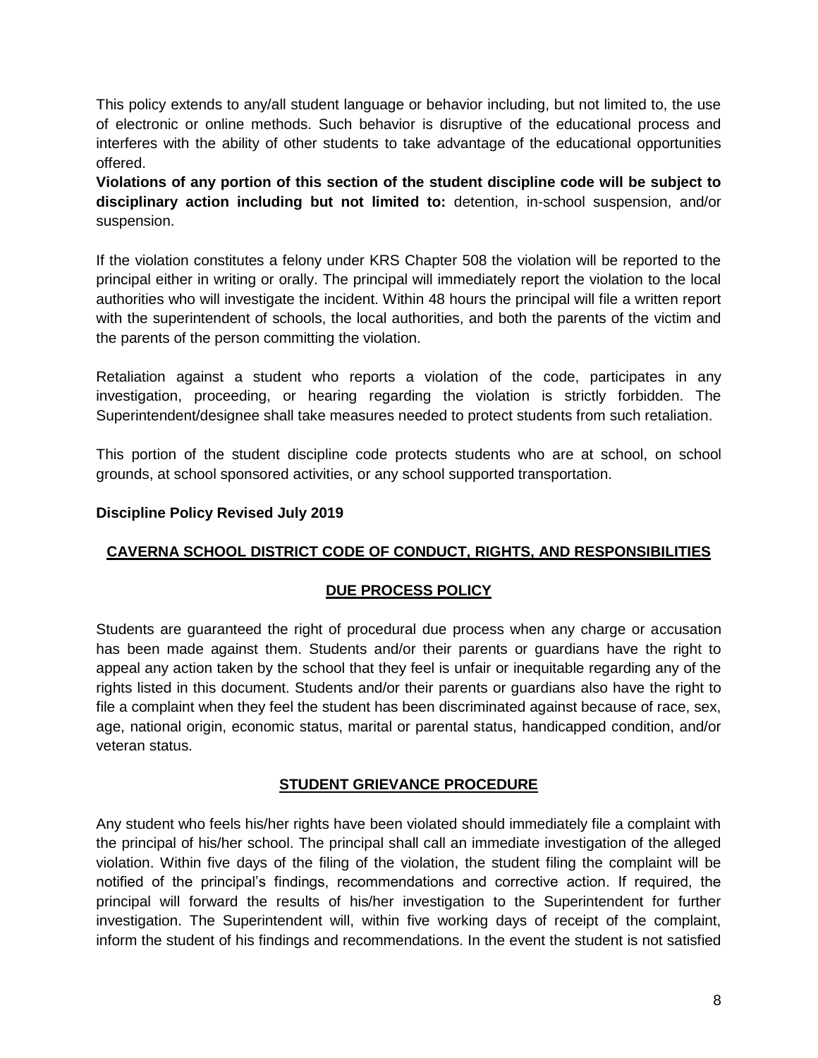This policy extends to any/all student language or behavior including, but not limited to, the use of electronic or online methods. Such behavior is disruptive of the educational process and interferes with the ability of other students to take advantage of the educational opportunities offered.

**Violations of any portion of this section of the student discipline code will be subject to disciplinary action including but not limited to:** detention, in-school suspension, and/or suspension.

If the violation constitutes a felony under KRS Chapter 508 the violation will be reported to the principal either in writing or orally. The principal will immediately report the violation to the local authorities who will investigate the incident. Within 48 hours the principal will file a written report with the superintendent of schools, the local authorities, and both the parents of the victim and the parents of the person committing the violation.

Retaliation against a student who reports a violation of the code, participates in any investigation, proceeding, or hearing regarding the violation is strictly forbidden. The Superintendent/designee shall take measures needed to protect students from such retaliation.

This portion of the student discipline code protects students who are at school, on school grounds, at school sponsored activities, or any school supported transportation.

**Discipline Policy Revised July 2019**

## CAVERNA SCHOOL DISTRICT CODE OF CONDUCT, RIGHTS, AND RESPONSIBILITIES

### DUE PROCESS POLICY

Students are guaranteed the right of procedural due process when any charge or accusation has been made against them. Students and/or their parents or guardians have the right to appeal any action taken by the school that they feel is unfair or inequitable regarding any of the rights listed in this document. Students and/or their parents or guardians also have the right to file a complaint when they feel the student has been discriminated against because of race, sex, age, national origin, economic status, marital or parental status, handicapped condition, and/or veteran status.

### STUDENT GRIEVANCE PROCEDURE

Any student who feels his/her rights have been violated should immediately file a complaint with the principal of his/her school. The principal shall call an immediate investigation of the alleged violation. Within five days of the filing of the violation, the student filing the complaint will be notified of the principal's findings, recommendations and corrective action. If required, the principal will forward the results of his/her investigation to the Superintendent for further investigation. The Superintendent will, within five working days of receipt of the complaint, inform the student of his findings and recommendations. In the event the student is not satisfied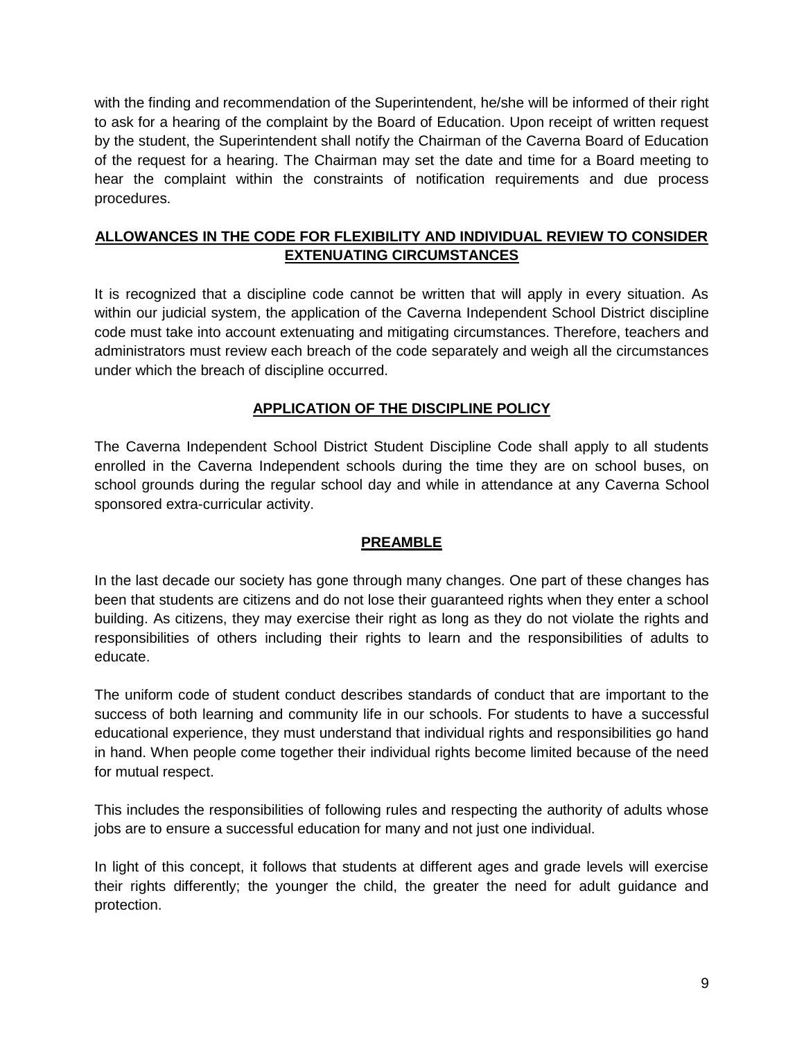with the finding and recommendation of the Superintendent, he/she will be informed of their right to ask for a hearing of the complaint by the Board of Education. Upon receipt of written request by the student, the Superintendent shall notify the Chairman of the Caverna Board of Education of the request for a hearing. The Chairman may set the date and time for a Board meeting to hear the complaint within the constraints of notification requirements and due process procedures.

## ALLOWANCES IN THE CODE FOR FLEXIBILITY AND INDIVIDUAL REVIEW TO CONSIDER EXTENUATING CIRCUMSTANCES

It is recognized that a discipline code cannot be written that will apply in every situation. As within our judicial system, the application of the Caverna Independent School District discipline code must take into account extenuating and mitigating circumstances. Therefore, teachers and administrators must review each breach of the code separately and weigh all the circumstances under which the breach of discipline occurred.

## APPLICATION OF THE DISCIPLINE POLICY

The Caverna Independent School District Student Discipline Code shall apply to all students enrolled in the Caverna Independent schools during the time they are on school buses, on school grounds during the regular school day and while in attendance at any Caverna School sponsored extra-curricular activity.

## PREAMBLE

In the last decade our society has gone through many changes. One part of these changes has been that students are citizens and do not lose their guaranteed rights when they enter a school building. As citizens, they may exercise their right as long as they do not violate the rights and responsibilities of others including their rights to learn and the responsibilities of adults to educate.

The uniform code of student conduct describes standards of conduct that are important to the success of both learning and community life in our schools. For students to have a successful educational experience, they must understand that individual rights and responsibilities go hand in hand. When people come together their individual rights become limited because of the need for mutual respect.

This includes the responsibilities of following rules and respecting the authority of adults whose jobs are to ensure a successful education for many and not just one individual.

In light of this concept, it follows that students at different ages and grade levels will exercise their rights differently; the younger the child, the greater the need for adult guidance and protection.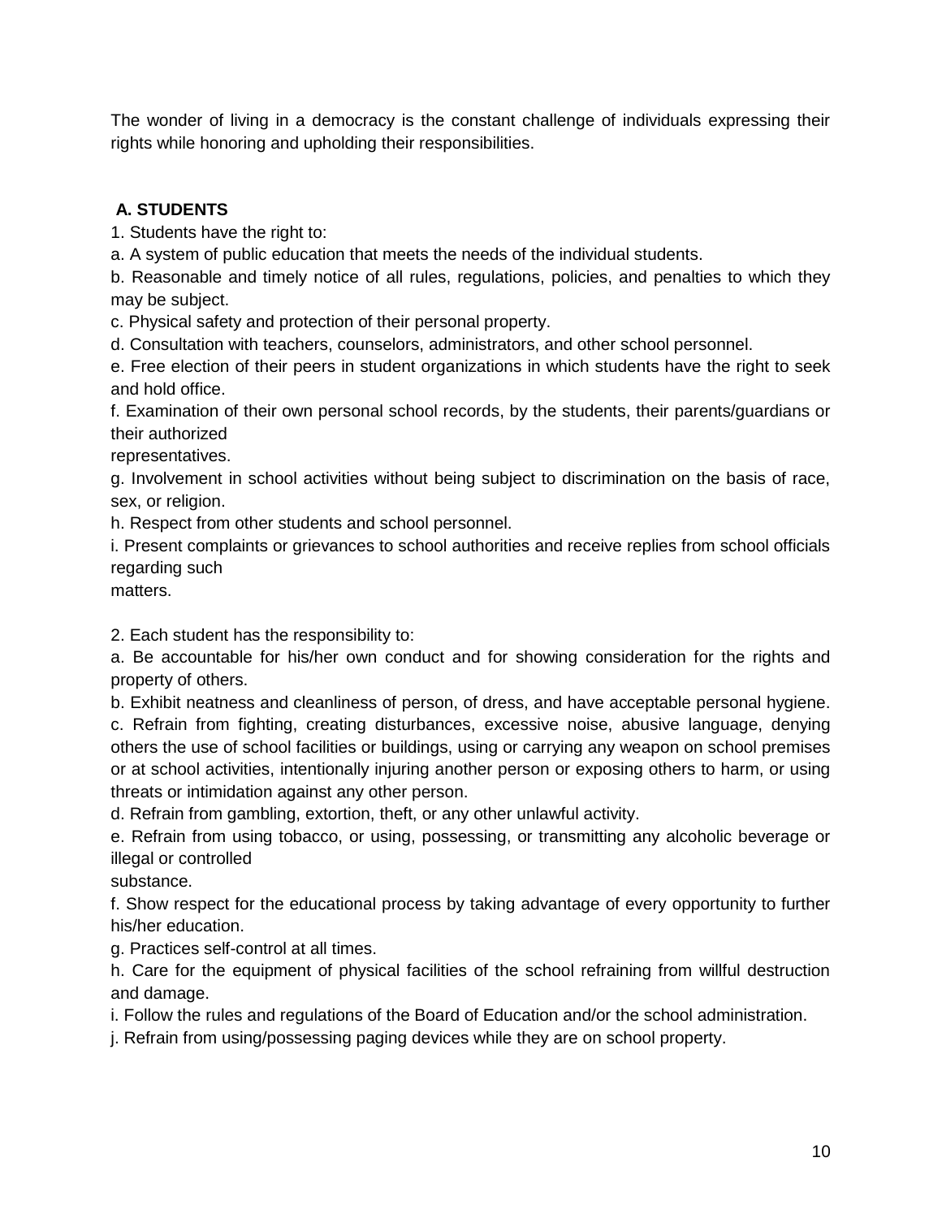The wonder of living in a democracy is the constant challenge of individuals expressing their rights while honoring and upholding their responsibilities.

**A. STUDENTS**

1. Students have the right to:

a. A system of public education that meets the needs of the individual students.

b. Reasonable and timely notice of all rules, regulations, policies, and penalties to which they may be subject.

c. Physical safety and protection of their personal property.

d. Consultation with teachers, counselors, administrators, and other school personnel.

e. Free election of their peers in student organizations in which students have the right to seek and hold office.

f. Examination of their own personal school records, by the students, their parents/guardians or their authorized representatives.

g. Involvement in school activities without being subject to discrimination on the basis of race, sex, or religion.

h. Respect from other students and school personnel.

i. Present complaints or grievances to school authorities and receive replies from school officials regarding such matters.

2. Each student has the responsibility to:

a. Be accountable for his/her own conduct and for showing consideration for the rights and property of others.

b. Exhibit neatness and cleanliness of person, of dress, and have acceptable personal hygiene.

c. Refrain from fighting, creating disturbances, excessive noise, abusive language, denying others the use of school facilities or buildings, using or carrying any weapon on school premises or at school activities, intentionally injuring another person or exposing others to harm, or using threats or intimidation against any other person.

d. Refrain from gambling, extortion, theft, or any other unlawful activity.

e. Refrain from using tobacco, or using, possessing, or transmitting any alcoholic beverage or illegal or controlled substance.

f. Show respect for the educational process by taking advantage of every opportunity to further his/her education.

g. Practices self-control at all times.

h. Care for the equipment of physical facilities of the school refraining from willful destruction and damage.

i. Follow the rules and regulations of the Board of Education and/or the school administration.

j. Refrain from using/possessing paging devices while they are on school property.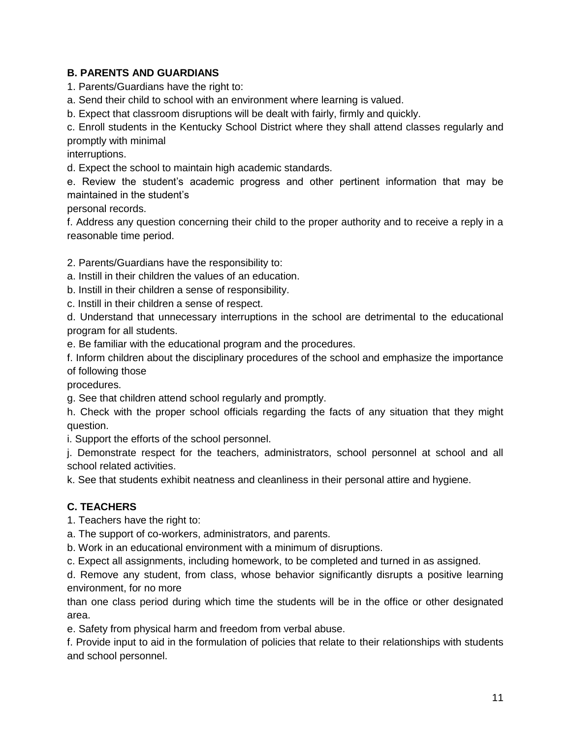### B. PARENTS AND GUARDIANS

1. Parents/Guardians have the right to:

a. Send their child to school with an environment where learning is valued.

b. Expect that classroom disruptions will be dealt with fairly, firmly and quickly.

c. Enroll students in the Kentucky School District where they shall attend classes regularly and promptly with minimal interruptions.

d. Expect the school to maintain high academic standards.

e. Review the student's academic progress and other pertinent information that may be maintained in the student's personal records.

f. Address any question concerning their child to the proper authority and to receive a reply in a reasonable time period.

2. Parents/Guardians have the responsibility to:

a. Instill in their children the values of an education.

b. Instill in their children a sense of responsibility.

c. Instill in their children a sense of respect.

d. Understand that unnecessary interruptions in the school are detrimental to the educational program for all students.

e. Be familiar with the educational program and the procedures.

f. Inform children about the disciplinary procedures of the school and emphasize the importance of following those procedures.

g. See that children attend school regularly and promptly.

h. Check with the proper school officials regarding the facts of any situation that they might question.

i. Support the efforts of the school personnel.

j. Demonstrate respect for the teachers, administrators, school personnel at school and all school related activities.

k. See that students exhibit neatness and cleanliness in their personal attire and hygiene.

### C. TEACHERS

1. Teachers have the right to:

a. The support of co-workers, administrators, and parents.

b. Work in an educational environment with a minimum of disruptions.

c. Expect all assignments, including homework, to be completed and turned in as assigned.

d. Remove any student, from class, whose behavior significantly disrupts a positive learning environment, for no more than one class period during which time the students will be in the office or other designated area.

e. Safety from physical harm and freedom from verbal abuse.

f. Provide input to aid in the formulation of policies that relate to their relationships with students and school personnel.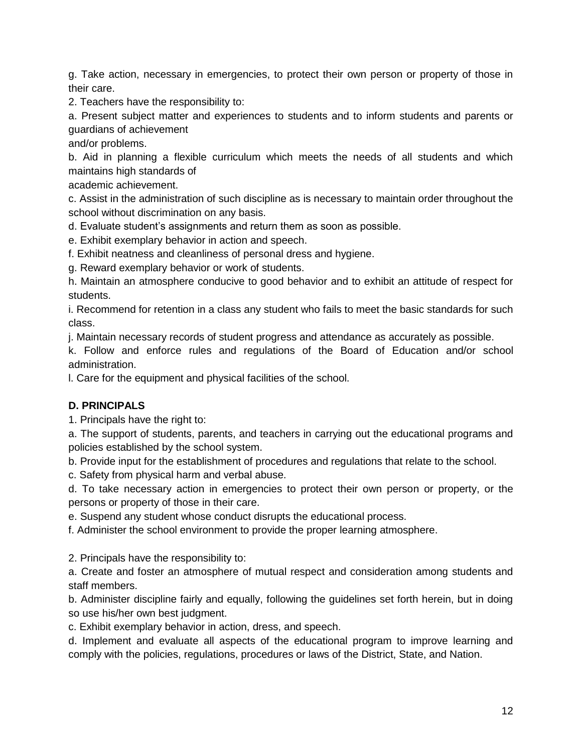g. Take action, necessary in emergencies, to protect their own person or property of those in their care.

2. Teachers have the responsibility to:

a. Present subject matter and experiences to students and to inform students and parents or guardians of achievement and/or problems.

b. Aid in planning a flexible curriculum which meets the needs of all students and which maintains high standards of academic achievement.

c. Assist in the administration of such discipline as is necessary to maintain order throughout the school without discrimination on any basis.

d. Evaluate student's assignments and return them as soon as possible.

e. Exhibit exemplary behavior in action and speech.

f. Exhibit neatness and cleanliness of personal dress and hygiene.

g. Reward exemplary behavior or work of students.

h. Maintain an atmosphere conducive to good behavior and to exhibit an attitude of respect for students.

i. Recommend for retention in a class any student who fails to meet the basic standards for such class.

j. Maintain necessary records of student progress and attendance as accurately as possible.

k. Follow and enforce rules and regulations of the Board of Education and/or school administration.

l. Care for the equipment and physical facilities of the school.

**D. PRINCIPALS**

1. Principals have the right to:

a. The support of students, parents, and teachers in carrying out the educational programs and policies established by the school system.

b. Provide input for the establishment of procedures and regulations that relate to the school.

c. Safety from physical harm and verbal abuse.

d. To take necessary action in emergencies to protect their own person or property, or the persons or property of those in their care.

e. Suspend any student whose conduct disrupts the educational process.

f. Administer the school environment to provide the proper learning atmosphere.

2. Principals have the responsibility to:

a. Create and foster an atmosphere of mutual respect and consideration among students and staff members.

b. Administer discipline fairly and equally, following the guidelines set forth herein, but in doing so use his/her own best judgment.

c. Exhibit exemplary behavior in action, dress, and speech.

d. Implement and evaluate all aspects of the educational program to improve learning and comply with the policies, regulations, procedures or laws of the District, State, and Nation.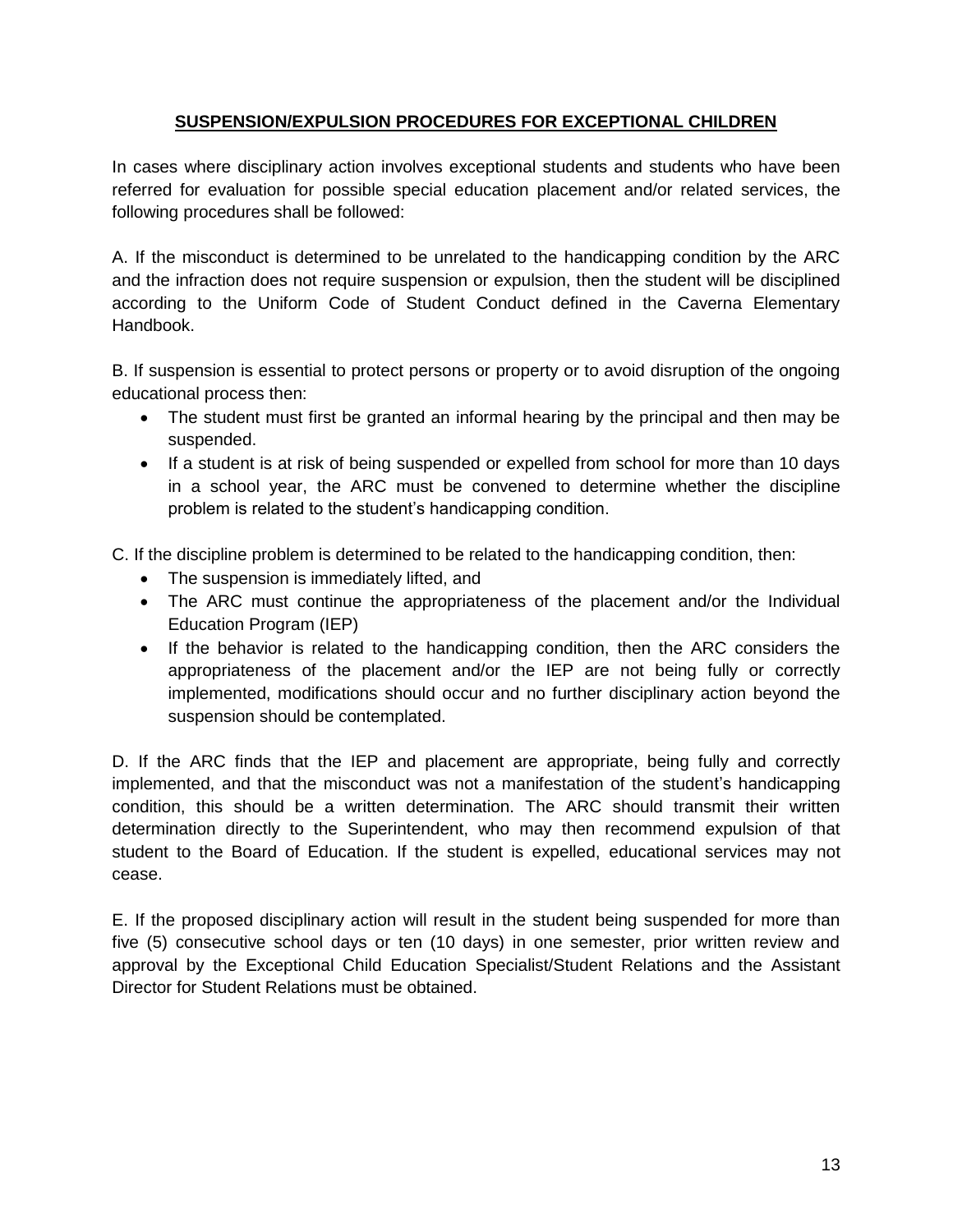## SUSPENSION/EXPULSION PROCEDURES FOR EXCEPTIONAL CHILDREN

In cases where disciplinary action involves exceptional students and students who have been referred for evaluation for possible special education placement and/or related services, the following procedures shall be followed:

A. If the misconduct is determined to be unrelated to the handicapping condition by the ARC and the infraction does not require suspension or expulsion, then the student will be disciplined according to the Uniform Code of Student Conduct defined in the Caverna Elementary Handbook.

B. If suspension is essential to protect persons or property or to avoid disruption of the ongoing educational process then:

- The student must first be granted an informal hearing by the principal and then may be suspended.
- If a student is at risk of being suspended or expelled from school for more than 10 days in a school year, the ARC must be convened to determine whether the discipline problem is related to the student's handicapping condition.

C. If the discipline problem is determined to be related to the handicapping condition, then:

- The suspension is immediately lifted, and
- The ARC must continue the appropriateness of the placement and/or the Individual Education Program (IEP)
- If the behavior is related to the handicapping condition, then the ARC considers the appropriateness of the placement and/or the IEP are not being fully or correctly implemented, modifications should occur and no further disciplinary action beyond the suspension should be contemplated.

D. If the ARC finds that the IEP and placement are appropriate, being fully and correctly implemented, and that the misconduct was not a manifestation of the student's handicapping condition, this should be a written determination. The ARC should transmit their written determination directly to the Superintendent, who may then recommend expulsion of that student to the Board of Education. If the student is expelled, educational services may not cease.

E. If the proposed disciplinary action will result in the student being suspended for more than five (5) consecutive school days or ten (10 days) in one semester, prior written review and approval by the Exceptional Child Education Specialist/Student Relations and the Assistant Director for Student Relations must be obtained.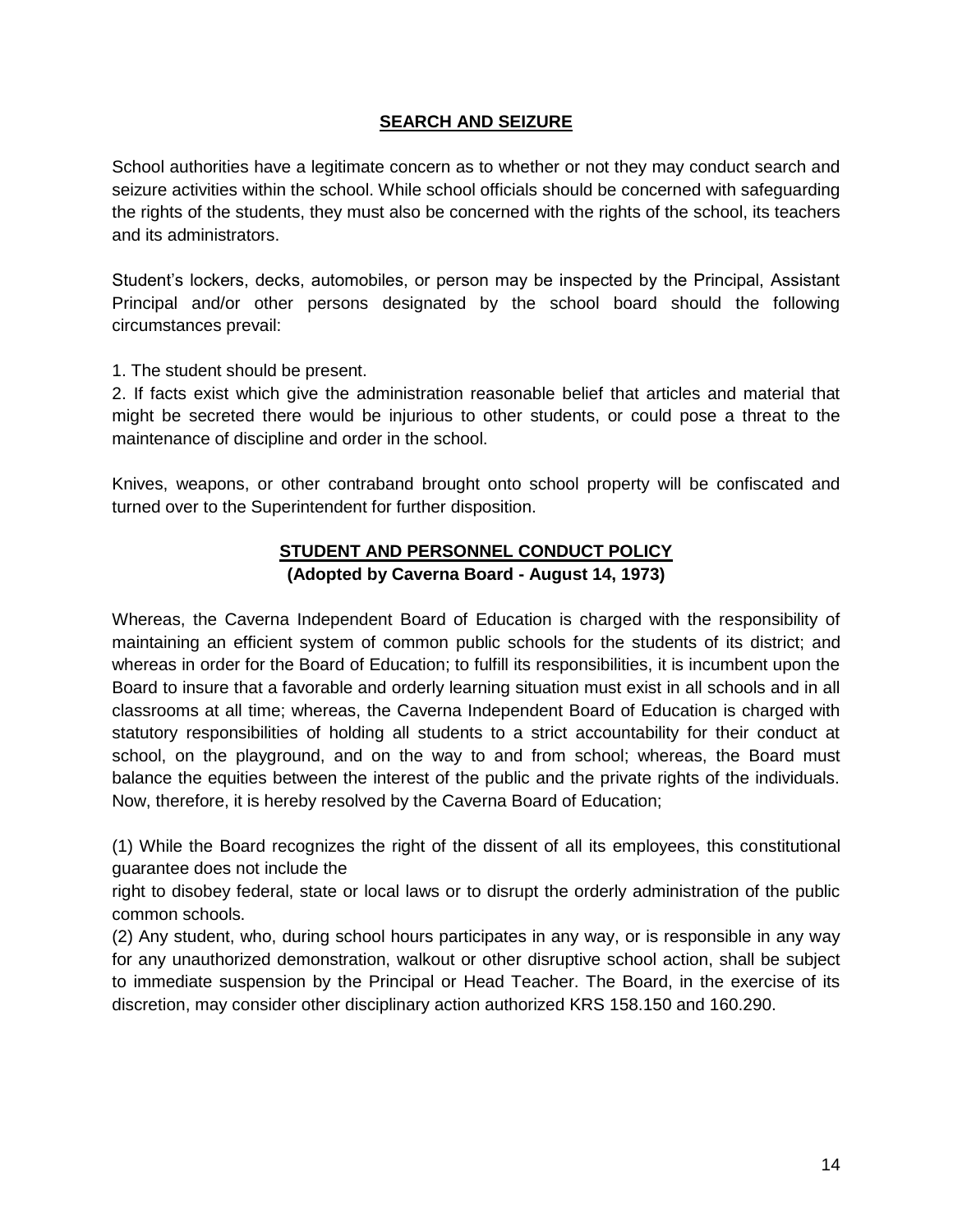## SEARCH AND SEIZURE

School authorities have a legitimate concern as to whether or not they may conduct search and seizure activities within the school. While school officials should be concerned with safeguarding the rights of the students, they must also be concerned with the rights of the school, its teachers and its administrators.

Student's lockers, decks, automobiles, or person may be inspected by the Principal, Assistant Principal and/or other persons designated by the school board should the following circumstances prevail:

1. The student should be present.
2. If facts exist which give the administration reasonable belief that articles and material that might be secreted there would be injurious to other students, or could pose a threat to the maintenance of discipline and order in the school.

Knives, weapons, or other contraband brought onto school property will be confiscated and turned over to the Superintendent for further disposition.

## STUDENT AND PERSONNEL CONDUCT POLICY

**(Adopted by Caverna Board - August 14, 1973)**

Whereas, the Caverna Independent Board of Education is charged with the responsibility of maintaining an efficient system of common public schools for the students of its district; and whereas in order for the Board of Education; to fulfill its responsibilities, it is incumbent upon the Board to insure that a favorable and orderly learning situation must exist in all schools and in all classrooms at all time; whereas, the Caverna Independent Board of Education is charged with statutory responsibilities of holding all students to a strict accountability for their conduct at school, on the playground, and on the way to and from school; whereas, the Board must balance the equities between the interest of the public and the private rights of the individuals. Now, therefore, it is hereby resolved by the Caverna Board of Education;

(1) While the Board recognizes the right of the dissent of all its employees, this constitutional guarantee does not include the right to disobey federal, state or local laws or to disrupt the orderly administration of the public common schools.

(2) Any student, who, during school hours participates in any way, or is responsible in any way for any unauthorized demonstration, walkout or other disruptive school action, shall be subject to immediate suspension by the Principal or Head Teacher. The Board, in the exercise of its discretion, may consider other disciplinary action authorized KRS 158.150 and 160.290.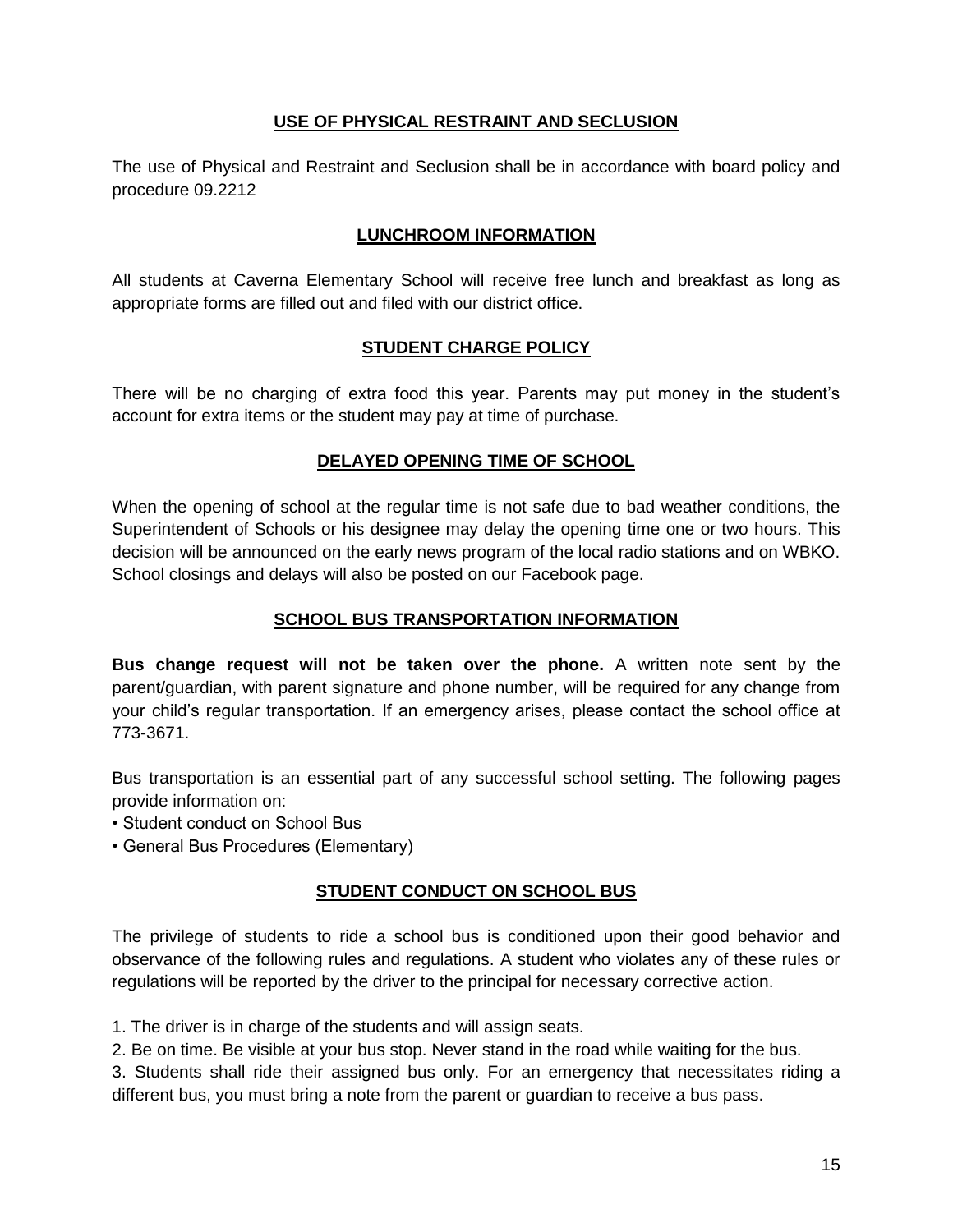## USE OF PHYSICAL RESTRAINT AND SECLUSION

The use of Physical and Restraint and Seclusion shall be in accordance with board policy and procedure 09.2212

## LUNCHROOM INFORMATION

All students at Caverna Elementary School will receive free lunch and breakfast as long as appropriate forms are filled out and filed with our district office.

## STUDENT CHARGE POLICY

There will be no charging of extra food this year. Parents may put money in the student's account for extra items or the student may pay at time of purchase.

## DELAYED OPENING TIME OF SCHOOL

When the opening of school at the regular time is not safe due to bad weather conditions, the Superintendent of Schools or his designee may delay the opening time one or two hours. This decision will be announced on the early news program of the local radio stations and on WBKO. School closings and delays will also be posted on our Facebook page.

## SCHOOL BUS TRANSPORTATION INFORMATION

**Bus change request will not be taken over the phone.** A written note sent by the parent/guardian, with parent signature and phone number, will be required for any change from your child's regular transportation. If an emergency arises, please contact the school office at 773-3671.

Bus transportation is an essential part of any successful school setting. The following pages provide information on:

- Student conduct on School Bus
- General Bus Procedures (Elementary)

## STUDENT CONDUCT ON SCHOOL BUS

The privilege of students to ride a school bus is conditioned upon their good behavior and observance of the following rules and regulations. A student who violates any of these rules or regulations will be reported by the driver to the principal for necessary corrective action.

1. The driver is in charge of the students and will assign seats.
2. Be on time. Be visible at your bus stop. Never stand in the road while waiting for the bus.
3. Students shall ride their assigned bus only. For an emergency that necessitates riding a different bus, you must bring a note from the parent or guardian to receive a bus pass.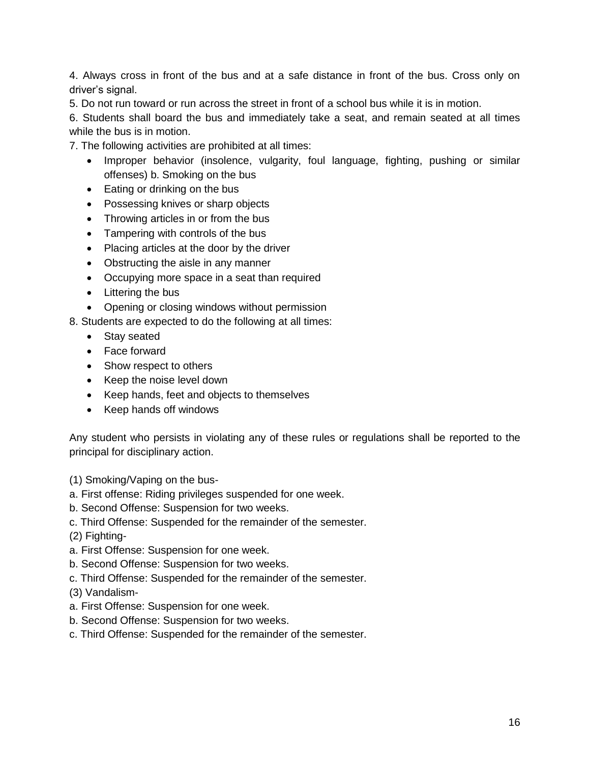4. Always cross in front of the bus and at a safe distance in front of the bus. Cross only on driver's signal.

5. Do not run toward or run across the street in front of a school bus while it is in motion.

6. Students shall board the bus and immediately take a seat, and remain seated at all times while the bus is in motion.

7. The following activities are prohibited at all times:

- Improper behavior (insolence, vulgarity, foul language, fighting, pushing or similar offenses) b. Smoking on the bus
- Eating or drinking on the bus
- Possessing knives or sharp objects
- Throwing articles in or from the bus
- Tampering with controls of the bus
- Placing articles at the door by the driver
- Obstructing the aisle in any manner
- Occupying more space in a seat than required
- Littering the bus
- Opening or closing windows without permission

8. Students are expected to do the following at all times:

- Stay seated
- Face forward
- Show respect to others
- Keep the noise level down
- Keep hands, feet and objects to themselves
- Keep hands off windows

Any student who persists in violating any of these rules or regulations shall be reported to the principal for disciplinary action.

(1) Smoking/Vaping on the bus-
a. First offense: Riding privileges suspended for one week.
b. Second Offense: Suspension for two weeks.
c. Third Offense: Suspended for the remainder of the semester.

(2) Fighting-
a. First Offense: Suspension for one week.
b. Second Offense: Suspension for two weeks.
c. Third Offense: Suspended for the remainder of the semester.

(3) Vandalism-
a. First Offense: Suspension for one week.
b. Second Offense: Suspension for two weeks.
c. Third Offense: Suspended for the remainder of the semester.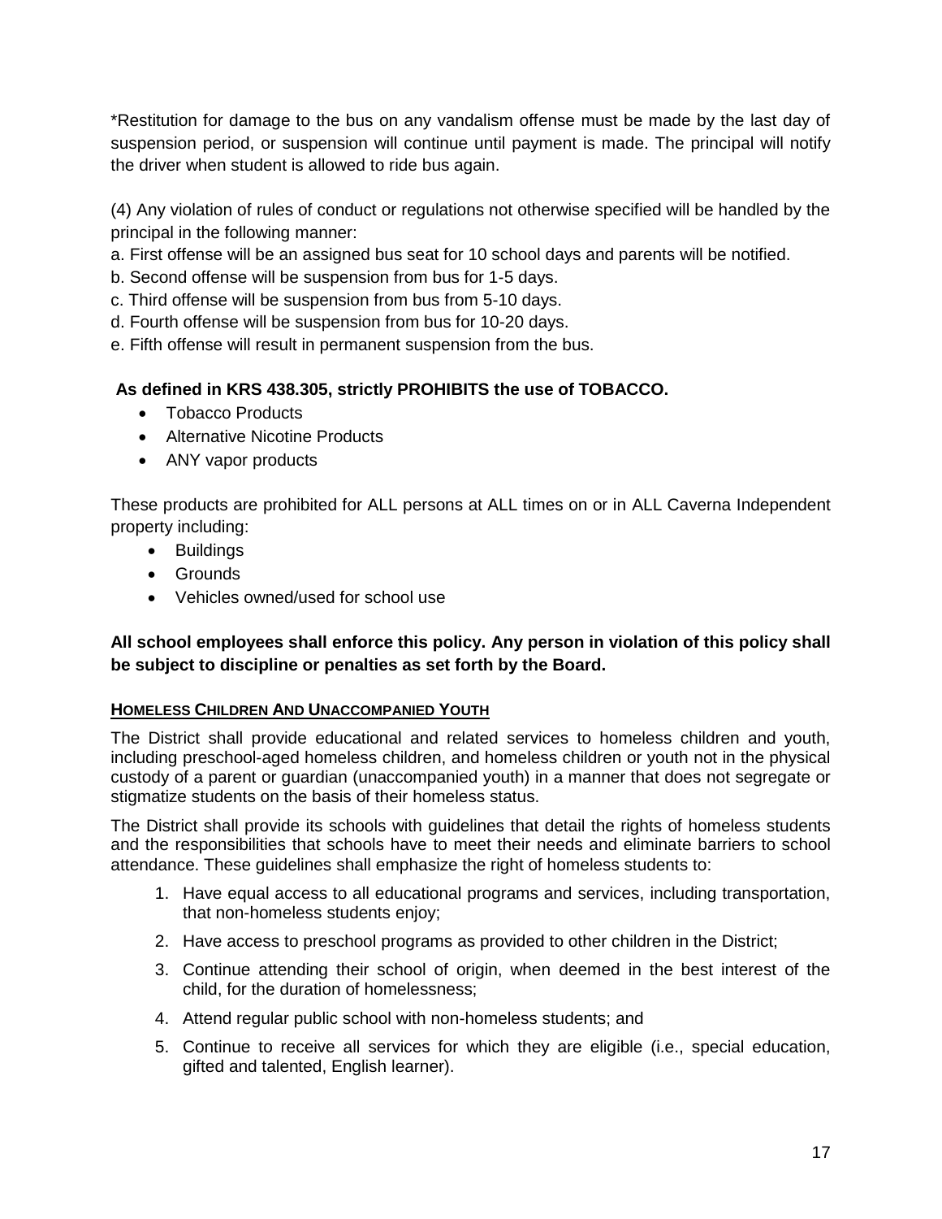*Restitution for damage to the bus on any vandalism offense must be made by the last day of suspension period, or suspension will continue until payment is made. The principal will notify the driver when student is allowed to ride bus again.

(4) Any violation of rules of conduct or regulations not otherwise specified will be handled by the principal in the following manner:

a. First offense will be an assigned bus seat for 10 school days and parents will be notified.
b. Second offense will be suspension from bus for 1-5 days.
c. Third offense will be suspension from bus from 5-10 days.
d. Fourth offense will be suspension from bus for 10-20 days.
e. Fifth offense will result in permanent suspension from the bus.

**As defined in KRS 438.305, strictly PROHIBITS the use of TOBACCO.**

- Tobacco Products
- Alternative Nicotine Products
- ANY vapor products

These products are prohibited for ALL persons at ALL times on or in ALL Caverna Independent property including:

- Buildings
- Grounds
- Vehicles owned/used for school use

**All school employees shall enforce this policy. Any person in violation of this policy shall be subject to discipline or penalties as set forth by the Board.**

## HOMELESS CHILDREN AND UNACCOMPANIED YOUTH

The District shall provide educational and related services to homeless children and youth, including preschool-aged homeless children, and homeless children or youth not in the physical custody of a parent or guardian (unaccompanied youth) in a manner that does not segregate or stigmatize students on the basis of their homeless status.

The District shall provide its schools with guidelines that detail the rights of homeless students and the responsibilities that schools have to meet their needs and eliminate barriers to school attendance. These guidelines shall emphasize the right of homeless students to:

1. Have equal access to all educational programs and services, including transportation, that non-homeless students enjoy;
2. Have access to preschool programs as provided to other children in the District;
3. Continue attending their school of origin, when deemed in the best interest of the child, for the duration of homelessness;
4. Attend regular public school with non-homeless students; and
5. Continue to receive all services for which they are eligible (i.e., special education, gifted and talented, English learner).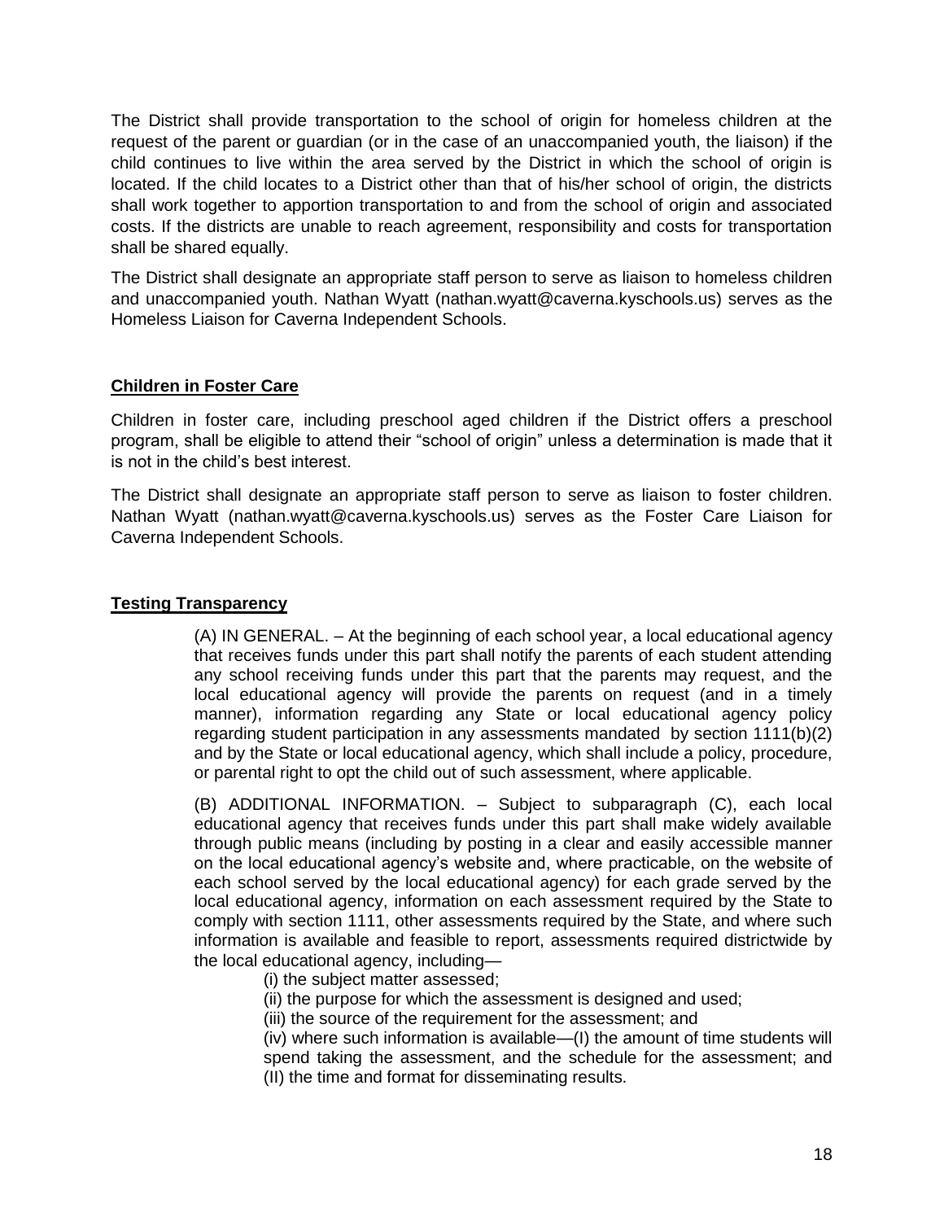The District shall provide transportation to the school of origin for homeless children at the request of the parent or guardian (or in the case of an unaccompanied youth, the liaison) if the child continues to live within the area served by the District in which the school of origin is located. If the child locates to a District other than that of his/her school of origin, the districts shall work together to apportion transportation to and from the school of origin and associated costs. If the districts are unable to reach agreement, responsibility and costs for transportation shall be shared equally.

The District shall designate an appropriate staff person to serve as liaison to homeless children and unaccompanied youth. Nathan Wyatt (nathan.wyatt@caverna.kyschools.us) serves as the Homeless Liaison for Caverna Independent Schools.

## Children in Foster Care

Children in foster care, including preschool aged children if the District offers a preschool program, shall be eligible to attend their "school of origin" unless a determination is made that it is not in the child's best interest.

The District shall designate an appropriate staff person to serve as liaison to foster children. Nathan Wyatt (nathan.wyatt@caverna.kyschools.us) serves as the Foster Care Liaison for Caverna Independent Schools.

## Testing Transparency

> (A) IN GENERAL. – At the beginning of each school year, a local educational agency that receives funds under this part shall notify the parents of each student attending any school receiving funds under this part that the parents may request, and the local educational agency will provide the parents on request (and in a timely manner), information regarding any State or local educational agency policy regarding student participation in any assessments mandated by section 1111(b)(2) and by the State or local educational agency, which shall include a policy, procedure, or parental right to opt the child out of such assessment, where applicable.
>
> (B) ADDITIONAL INFORMATION. – Subject to subparagraph (C), each local educational agency that receives funds under this part shall make widely available through public means (including by posting in a clear and easily accessible manner on the local educational agency's website and, where practicable, on the website of each school served by the local educational agency) for each grade served by the local educational agency, information on each assessment required by the State to comply with section 1111, other assessments required by the State, and where such information is available and feasible to report, assessments required districtwide by the local educational agency, including—
>
> (i) the subject matter assessed;
>
> (ii) the purpose for which the assessment is designed and used;
>
> (iii) the source of the requirement for the assessment; and
>
> (iv) where such information is available—(I) the amount of time students will spend taking the assessment, and the schedule for the assessment; and (II) the time and format for disseminating results.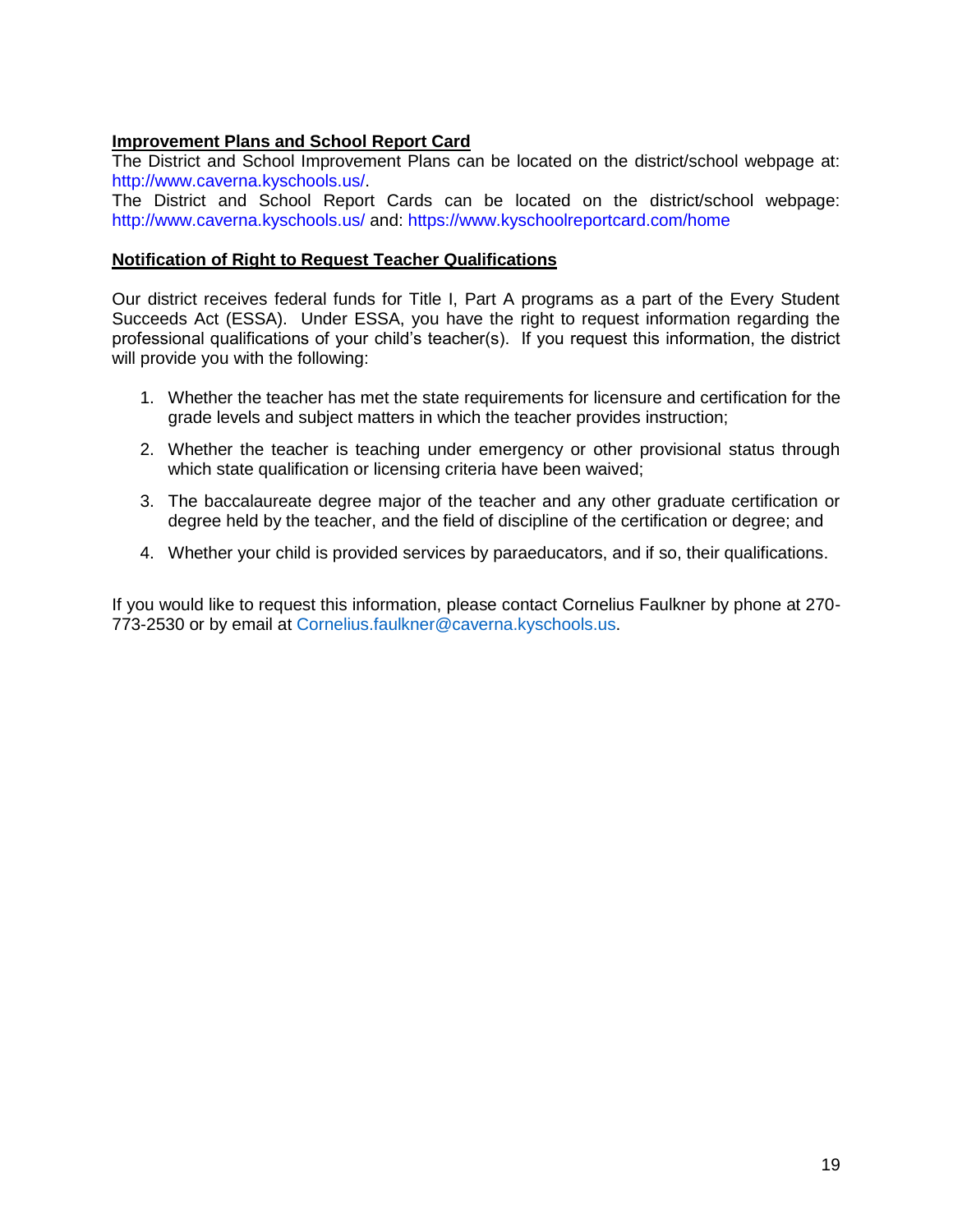**Improvement Plans and School Report Card**

The District and School Improvement Plans can be located on the district/school webpage at: http://www.caverna.kyschools.us/.

The District and School Report Cards can be located on the district/school webpage: http://www.caverna.kyschools.us/ and: https://www.kyschoolreportcard.com/home

**Notification of Right to Request Teacher Qualifications**

Our district receives federal funds for Title I, Part A programs as a part of the Every Student Succeeds Act (ESSA). Under ESSA, you have the right to request information regarding the professional qualifications of your child's teacher(s). If you request this information, the district will provide you with the following:

1. Whether the teacher has met the state requirements for licensure and certification for the grade levels and subject matters in which the teacher provides instruction;
2. Whether the teacher is teaching under emergency or other provisional status through which state qualification or licensing criteria have been waived;
3. The baccalaureate degree major of the teacher and any other graduate certification or degree held by the teacher, and the field of discipline of the certification or degree; and
4. Whether your child is provided services by paraeducators, and if so, their qualifications.

If you would like to request this information, please contact Cornelius Faulkner by phone at 270-773-2530 or by email at Cornelius.faulkner@caverna.kyschools.us.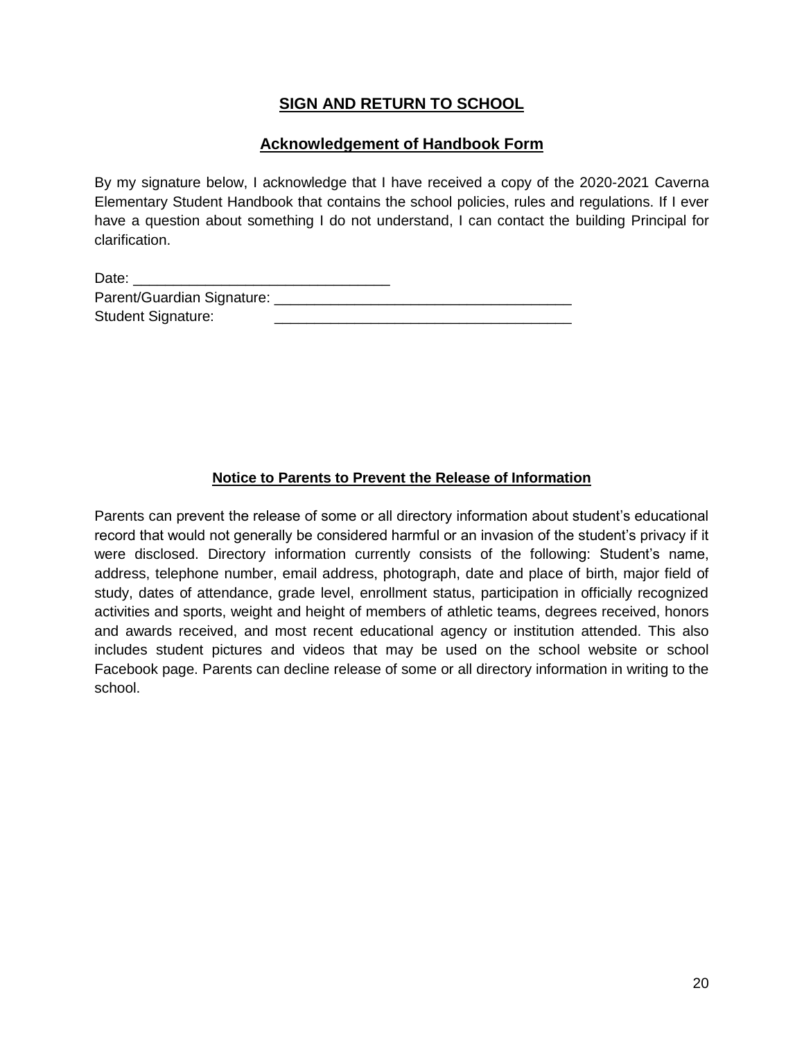## SIGN AND RETURN TO SCHOOL

### Acknowledgement of Handbook Form

By my signature below, I acknowledge that I have received a copy of the 2020-2021 Caverna Elementary Student Handbook that contains the school policies, rules and regulations. If I ever have a question about something I do not understand, I can contact the building Principal for clarification.

Date: ________________________________

Parent/Guardian Signature: _____________________________________

Student Signature: _____________________________________

### Notice to Parents to Prevent the Release of Information

Parents can prevent the release of some or all directory information about student's educational record that would not generally be considered harmful or an invasion of the student's privacy if it were disclosed. Directory information currently consists of the following: Student's name, address, telephone number, email address, photograph, date and place of birth, major field of study, dates of attendance, grade level, enrollment status, participation in officially recognized activities and sports, weight and height of members of athletic teams, degrees received, honors and awards received, and most recent educational agency or institution attended. This also includes student pictures and videos that may be used on the school website or school Facebook page. Parents can decline release of some or all directory information in writing to the school.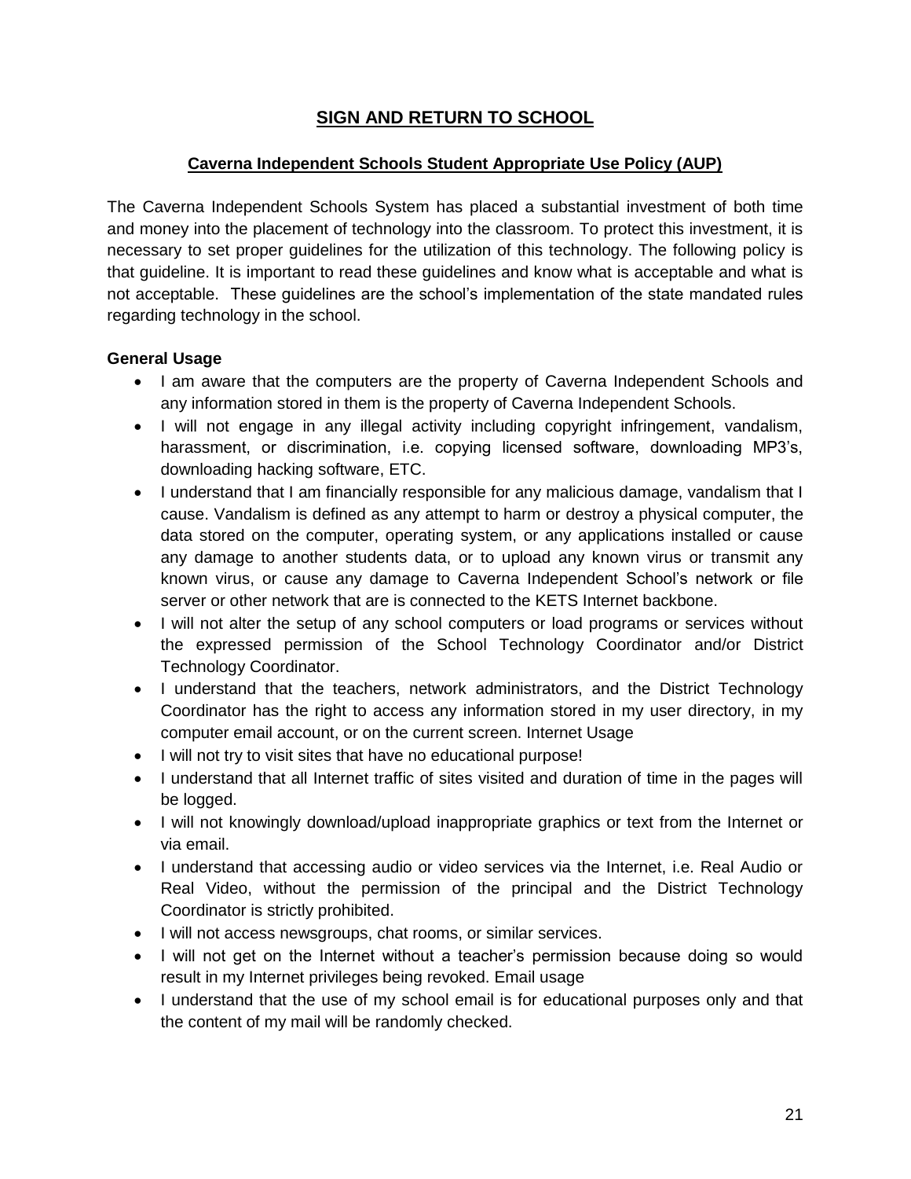## **SIGN AND RETURN TO SCHOOL**

### **Caverna Independent Schools Student Appropriate Use Policy (AUP)**

The Caverna Independent Schools System has placed a substantial investment of both time and money into the placement of technology into the classroom. To protect this investment, it is necessary to set proper guidelines for the utilization of this technology. The following policy is that guideline. It is important to read these guidelines and know what is acceptable and what is not acceptable. These guidelines are the school's implementation of the state mandated rules regarding technology in the school.

**General Usage**

- I am aware that the computers are the property of Caverna Independent Schools and any information stored in them is the property of Caverna Independent Schools.
- I will not engage in any illegal activity including copyright infringement, vandalism, harassment, or discrimination, i.e. copying licensed software, downloading MP3's, downloading hacking software, ETC.
- I understand that I am financially responsible for any malicious damage, vandalism that I cause. Vandalism is defined as any attempt to harm or destroy a physical computer, the data stored on the computer, operating system, or any applications installed or cause any damage to another students data, or to upload any known virus or transmit any known virus, or cause any damage to Caverna Independent School's network or file server or other network that are is connected to the KETS Internet backbone.
- I will not alter the setup of any school computers or load programs or services without the expressed permission of the School Technology Coordinator and/or District Technology Coordinator.
- I understand that the teachers, network administrators, and the District Technology Coordinator has the right to access any information stored in my user directory, in my computer email account, or on the current screen. Internet Usage
- I will not try to visit sites that have no educational purpose!
- I understand that all Internet traffic of sites visited and duration of time in the pages will be logged.
- I will not knowingly download/upload inappropriate graphics or text from the Internet or via email.
- I understand that accessing audio or video services via the Internet, i.e. Real Audio or Real Video, without the permission of the principal and the District Technology Coordinator is strictly prohibited.
- I will not access newsgroups, chat rooms, or similar services.
- I will not get on the Internet without a teacher's permission because doing so would result in my Internet privileges being revoked. Email usage
- I understand that the use of my school email is for educational purposes only and that the content of my mail will be randomly checked.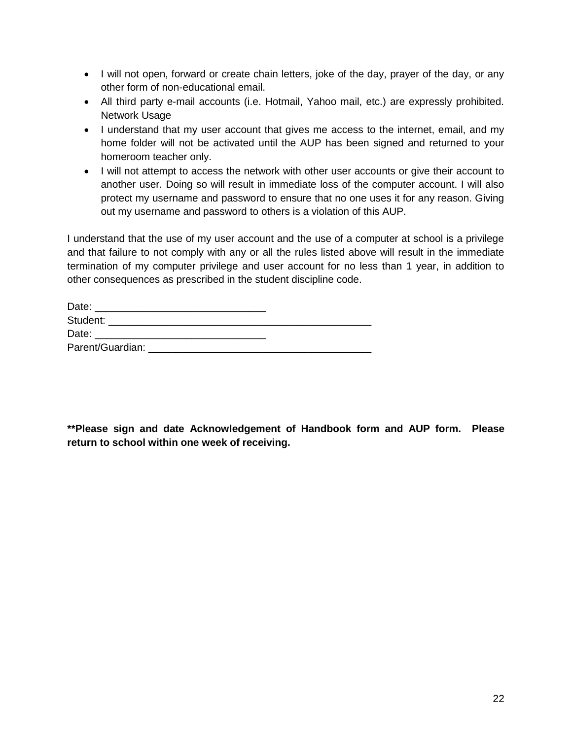- I will not open, forward or create chain letters, joke of the day, prayer of the day, or any other form of non-educational email.
- All third party e-mail accounts (i.e. Hotmail, Yahoo mail, etc.) are expressly prohibited. Network Usage
- I understand that my user account that gives me access to the internet, email, and my home folder will not be activated until the AUP has been signed and returned to your homeroom teacher only.
- I will not attempt to access the network with other user accounts or give their account to another user. Doing so will result in immediate loss of the computer account. I will also protect my username and password to ensure that no one uses it for any reason. Giving out my username and password to others is a violation of this AUP.

I understand that the use of my user account and the use of a computer at school is a privilege and that failure to not comply with any or all the rules listed above will result in the immediate termination of my computer privilege and user account for no less than 1 year, in addition to other consequences as prescribed in the student discipline code.

Date: ______________________________
Student: ________________________________________________
Date: ______________________________
Parent/Guardian: ________________________________________

**Please sign and date Acknowledgement of Handbook form and AUP form. Please return to school within one week of receiving.**